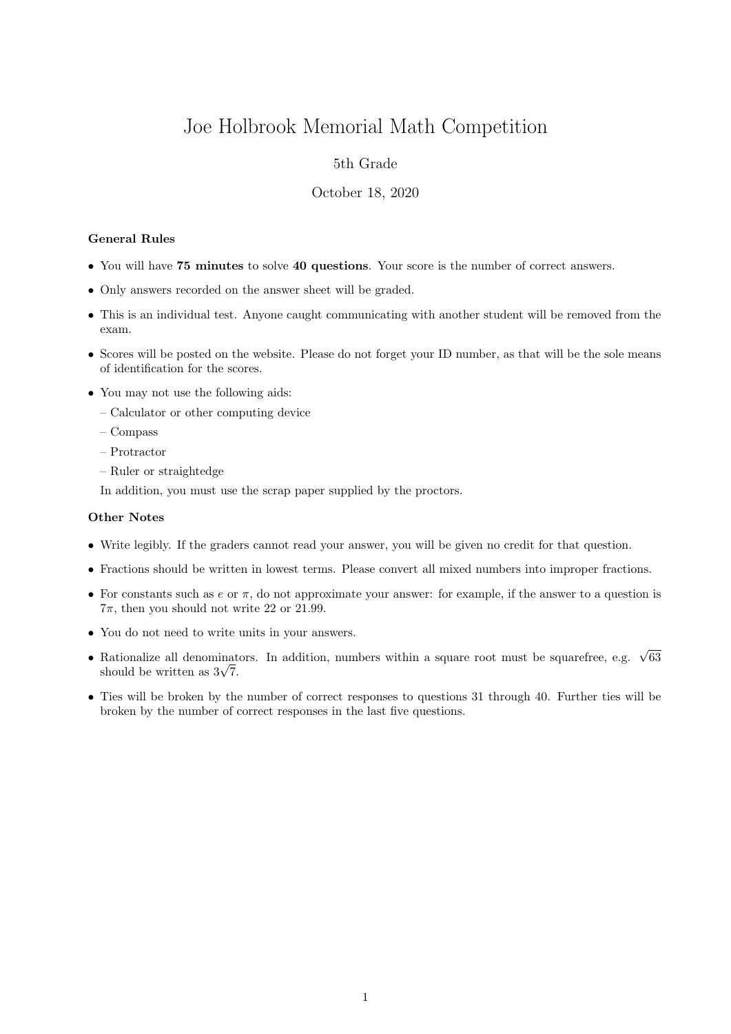# Joe Holbrook Memorial Math Competition

5th Grade

October 18, 2020

**General Rules**

- You will have **75 minutes** to solve **40 questions**. Your score is the number of correct answers.
- Only answers recorded on the answer sheet will be graded.
- This is an individual test. Anyone caught communicating with another student will be removed from the exam.
- Scores will be posted on the website. Please do not forget your ID number, as that will be the sole means of identification for the scores.
- You may not use the following aids:
  - Calculator or other computing device
  - Compass
  - Protractor
  - Ruler or straightedge

  In addition, you must use the scrap paper supplied by the proctors.

**Other Notes**

- Write legibly. If the graders cannot read your answer, you will be given no credit for that question.
- Fractions should be written in lowest terms. Please convert all mixed numbers into improper fractions.
- For constants such as $e$ or $\pi$, do not approximate your answer: for example, if the answer to a question is $7\pi$, then you should not write 22 or 21.99.
- You do not need to write units in your answers.
- Rationalize all denominators. In addition, numbers within a square root must be squarefree, e.g. $\sqrt{63}$ should be written as $3\sqrt{7}$.
- Ties will be broken by the number of correct responses to questions 31 through 40. Further ties will be broken by the number of correct responses in the last five questions.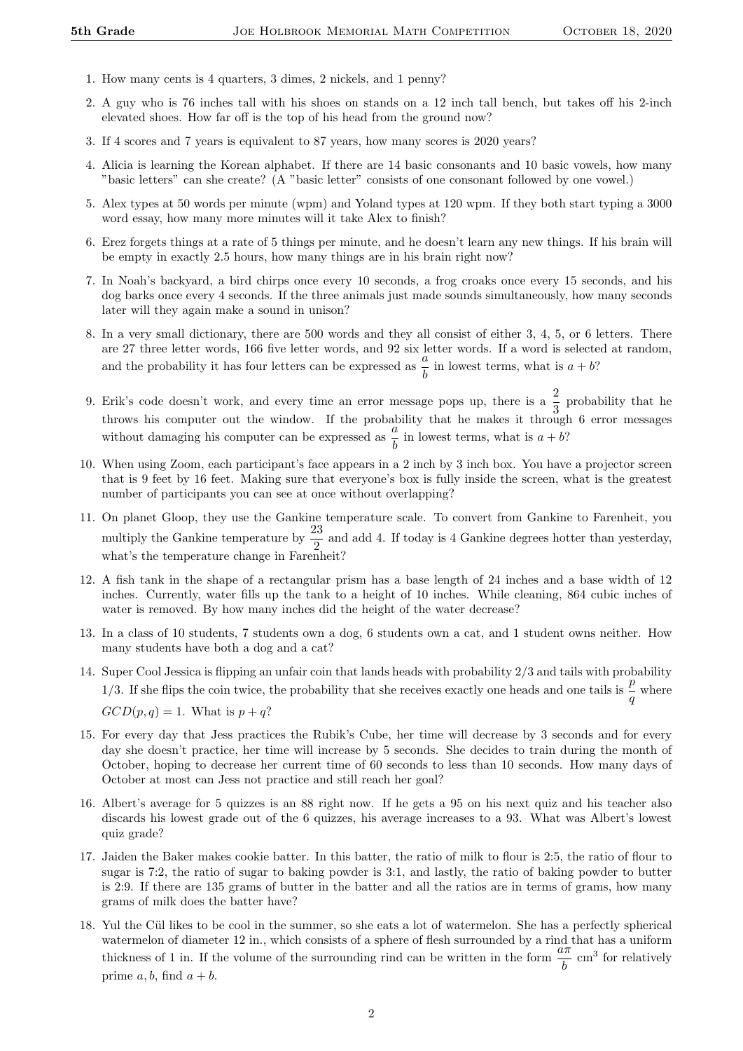1. How many cents is 4 quarters, 3 dimes, 2 nickels, and 1 penny?

2. A guy who is 76 inches tall with his shoes on stands on a 12 inch tall bench, but takes off his 2-inch elevated shoes. How far off is the top of his head from the ground now?

3. If 4 scores and 7 years is equivalent to 87 years, how many scores is 2020 years?

4. Alicia is learning the Korean alphabet. If there are 14 basic consonants and 10 basic vowels, how many "basic letters" can she create? (A "basic letter" consists of one consonant followed by one vowel.)

5. Alex types at 50 words per minute (wpm) and Yoland types at 120 wpm. If they both start typing a 3000 word essay, how many more minutes will it take Alex to finish?

6. Erez forgets things at a rate of 5 things per minute, and he doesn't learn any new things. If his brain will be empty in exactly 2.5 hours, how many things are in his brain right now?

7. In Noah's backyard, a bird chirps once every 10 seconds, a frog croaks once every 15 seconds, and his dog barks once every 4 seconds. If the three animals just made sounds simultaneously, how many seconds later will they again make a sound in unison?

8. In a very small dictionary, there are 500 words and they all consist of either 3, 4, 5, or 6 letters. There are 27 three letter words, 166 five letter words, and 92 six letter words. If a word is selected at random, and the probability it has four letters can be expressed as $\frac{a}{b}$ in lowest terms, what is $a+b$?

9. Erik's code doesn't work, and every time an error message pops up, there is a $\frac{2}{3}$ probability that he throws his computer out the window. If the probability that he makes it through 6 error messages without damaging his computer can be expressed as $\frac{a}{b}$ in lowest terms, what is $a+b$?

10. When using Zoom, each participant's face appears in a 2 inch by 3 inch box. You have a projector screen that is 9 feet by 16 feet. Making sure that everyone's box is fully inside the screen, what is the greatest number of participants you can see at once without overlapping?

11. On planet Gloop, they use the Gankine temperature scale. To convert from Gankine to Farenheit, you multiply the Gankine temperature by $\frac{23}{2}$ and add 4. If today is 4 Gankine degrees hotter than yesterday, what's the temperature change in Farenheit?

12. A fish tank in the shape of a rectangular prism has a base length of 24 inches and a base width of 12 inches. Currently, water fills up the tank to a height of 10 inches. While cleaning, 864 cubic inches of water is removed. By how many inches did the height of the water decrease?

13. In a class of 10 students, 7 students own a dog, 6 students own a cat, and 1 student owns neither. How many students have both a dog and a cat?

14. Super Cool Jessica is flipping an unfair coin that lands heads with probability 2/3 and tails with probability 1/3. If she flips the coin twice, the probability that she receives exactly one heads and one tails is $\frac{p}{q}$ where $GCD(p,q)=1$. What is $p+q$?

15. For every day that Jess practices the Rubik's Cube, her time will decrease by 3 seconds and for every day she doesn't practice, her time will increase by 5 seconds. She decides to train during the month of October, hoping to decrease her current time of 60 seconds to less than 10 seconds. How many days of October at most can Jess not practice and still reach her goal?

16. Albert's average for 5 quizzes is an 88 right now. If he gets a 95 on his next quiz and his teacher also discards his lowest grade out of the 6 quizzes, his average increases to a 93. What was Albert's lowest quiz grade?

17. Jaiden the Baker makes cookie batter. In this batter, the ratio of milk to flour is 2:5, the ratio of flour to sugar is 7:2, the ratio of sugar to baking powder is 3:1, and lastly, the ratio of baking powder to butter is 2:9. If there are 135 grams of butter in the batter and all the ratios are in terms of grams, how many grams of milk does the batter have?

18. Yul the Cül likes to be cool in the summer, so she eats a lot of watermelon. She has a perfectly spherical watermelon of diameter 12 in., which consists of a sphere of flesh surrounded by a rind that has a uniform thickness of 1 in. If the volume of the surrounding rind can be written in the form $\frac{a\pi}{b}$ cm$^3$ for relatively prime $a, b$, find $a+b$.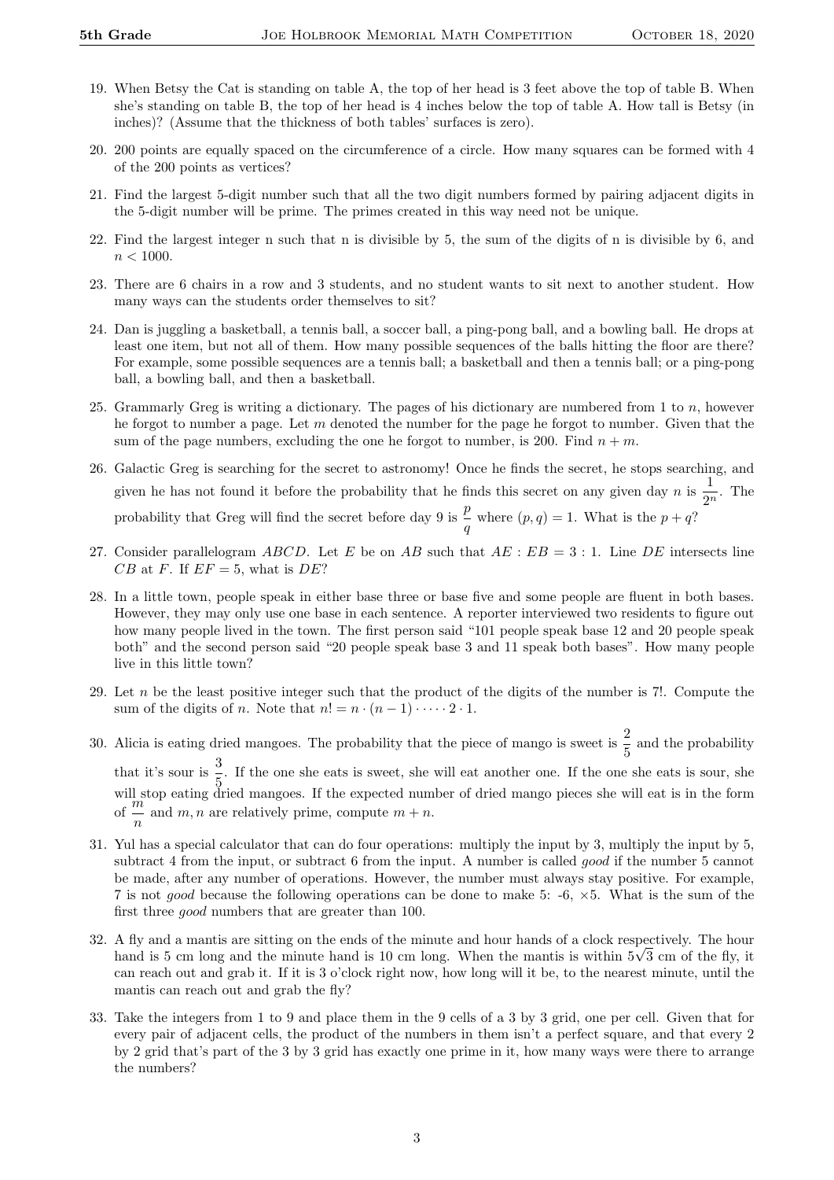19. When Betsy the Cat is standing on table A, the top of her head is 3 feet above the top of table B. When she's standing on table B, the top of her head is 4 inches below the top of table A. How tall is Betsy (in inches)? (Assume that the thickness of both tables' surfaces is zero).

20. 200 points are equally spaced on the circumference of a circle. How many squares can be formed with 4 of the 200 points as vertices?

21. Find the largest 5-digit number such that all the two digit numbers formed by pairing adjacent digits in the 5-digit number will be prime. The primes created in this way need not be unique.

22. Find the largest integer n such that n is divisible by 5, the sum of the digits of n is divisible by 6, and $n < 1000$.

23. There are 6 chairs in a row and 3 students, and no student wants to sit next to another student. How many ways can the students order themselves to sit?

24. Dan is juggling a basketball, a tennis ball, a soccer ball, a ping-pong ball, and a bowling ball. He drops at least one item, but not all of them. How many possible sequences of the balls hitting the floor are there? For example, some possible sequences are a tennis ball; a basketball and then a tennis ball; or a ping-pong ball, a bowling ball, and then a basketball.

25. Grammarly Greg is writing a dictionary. The pages of his dictionary are numbered from 1 to $n$, however he forgot to number a page. Let $m$ denoted the number for the page he forgot to number. Given that the sum of the page numbers, excluding the one he forgot to number, is 200. Find $n + m$.

26. Galactic Greg is searching for the secret to astronomy! Once he finds the secret, he stops searching, and given he has not found it before the probability that he finds this secret on any given day $n$ is $\frac{1}{2^n}$. The probability that Greg will find the secret before day 9 is $\frac{p}{q}$ where $(p, q) = 1$. What is the $p + q$?

27. Consider parallelogram $ABCD$. Let $E$ be on $AB$ such that $AE : EB = 3 : 1$. Line $DE$ intersects line $CB$ at $F$. If $EF = 5$, what is $DE$?

28. In a little town, people speak in either base three or base five and some people are fluent in both bases. However, they may only use one base in each sentence. A reporter interviewed two residents to figure out how many people lived in the town. The first person said "101 people speak base 12 and 20 people speak both" and the second person said "20 people speak base 3 and 11 speak both bases". How many people live in this little town?

29. Let $n$ be the least positive integer such that the product of the digits of the number is 7!. Compute the sum of the digits of $n$. Note that $n! = n \cdot (n-1) \cdot \dots \cdot 2 \cdot 1$.

30. Alicia is eating dried mangoes. The probability that the piece of mango is sweet is $\frac{2}{5}$ and the probability that it's sour is $\frac{3}{5}$. If the one she eats is sweet, she will eat another one. If the one she eats is sour, she will stop eating dried mangoes. If the expected number of dried mango pieces she will eat is in the form of $\frac{m}{n}$ and $m, n$ are relatively prime, compute $m + n$.

31. Yul has a special calculator that can do four operations: multiply the input by 3, multiply the input by 5, subtract 4 from the input, or subtract 6 from the input. A number is called *good* if the number 5 cannot be made, after any number of operations. However, the number must always stay positive. For example, 7 is not *good* because the following operations can be done to make 5: -6, ×5. What is the sum of the first three *good* numbers that are greater than 100.

32. A fly and a mantis are sitting on the ends of the minute and hour hands of a clock respectively. The hour hand is 5 cm long and the minute hand is 10 cm long. When the mantis is within $5\sqrt{3}$ cm of the fly, it can reach out and grab it. If it is 3 o'clock right now, how long will it be, to the nearest minute, until the mantis can reach out and grab the fly?

33. Take the integers from 1 to 9 and place them in the 9 cells of a 3 by 3 grid, one per cell. Given that for every pair of adjacent cells, the product of the numbers in them isn't a perfect square, and that every 2 by 2 grid that's part of the 3 by 3 grid has exactly one prime in it, how many ways were there to arrange the numbers?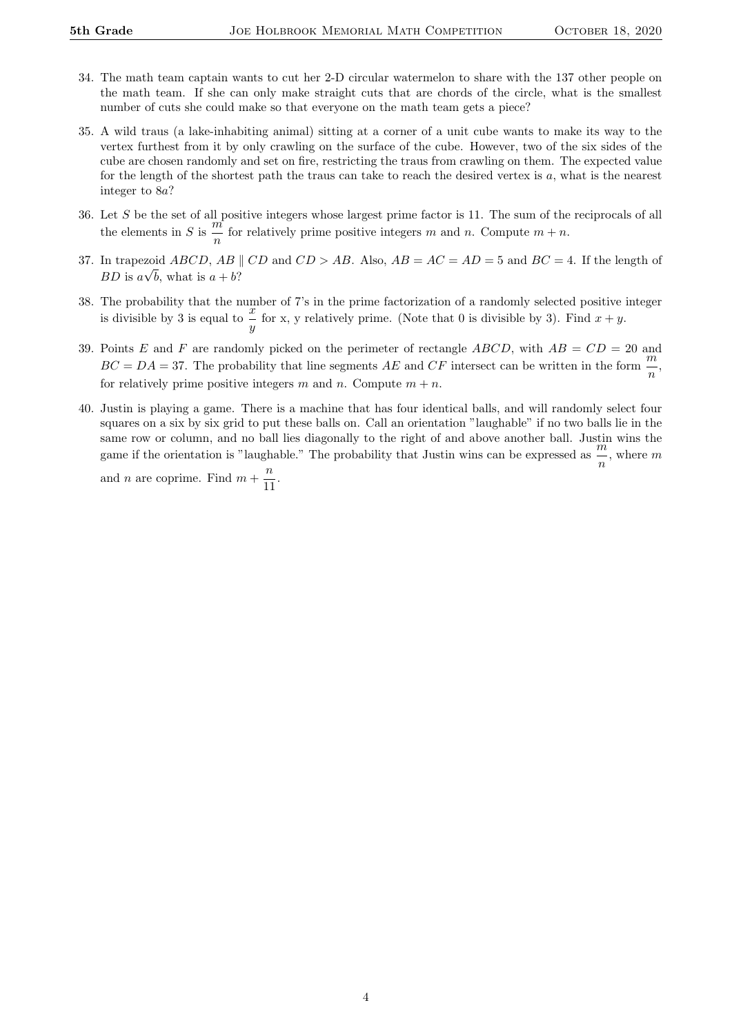34. The math team captain wants to cut her 2-D circular watermelon to share with the 137 other people on the math team. If she can only make straight cuts that are chords of the circle, what is the smallest number of cuts she could make so that everyone on the math team gets a piece?

35. A wild traus (a lake-inhabiting animal) sitting at a corner of a unit cube wants to make its way to the vertex furthest from it by only crawling on the surface of the cube. However, two of the six sides of the cube are chosen randomly and set on fire, restricting the traus from crawling on them. The expected value for the length of the shortest path the traus can take to reach the desired vertex is $a$, what is the nearest integer to $8a$?

36. Let $S$ be the set of all positive integers whose largest prime factor is 11. The sum of the reciprocals of all the elements in $S$ is $\frac{m}{n}$ for relatively prime positive integers $m$ and $n$. Compute $m+n$.

37. In trapezoid $ABCD$, $AB \parallel CD$ and $CD > AB$. Also, $AB = AC = AD = 5$ and $BC = 4$. If the length of $BD$ is $a\sqrt{b}$, what is $a+b$?

38. The probability that the number of 7's in the prime factorization of a randomly selected positive integer is divisible by 3 is equal to $\frac{x}{y}$ for x, y relatively prime. (Note that 0 is divisible by 3). Find $x+y$.

39. Points $E$ and $F$ are randomly picked on the perimeter of rectangle $ABCD$, with $AB = CD = 20$ and $BC = DA = 37$. The probability that line segments $AE$ and $CF$ intersect can be written in the form $\frac{m}{n}$, for relatively prime positive integers $m$ and $n$. Compute $m+n$.

40. Justin is playing a game. There is a machine that has four identical balls, and will randomly select four squares on a six by six grid to put these balls on. Call an orientation "laughable" if no two balls lie in the same row or column, and no ball lies diagonally to the right of and above another ball. Justin wins the game if the orientation is "laughable." The probability that Justin wins can be expressed as $\frac{m}{n}$, where $m$ and $n$ are coprime. Find $m + \frac{n}{11}$.